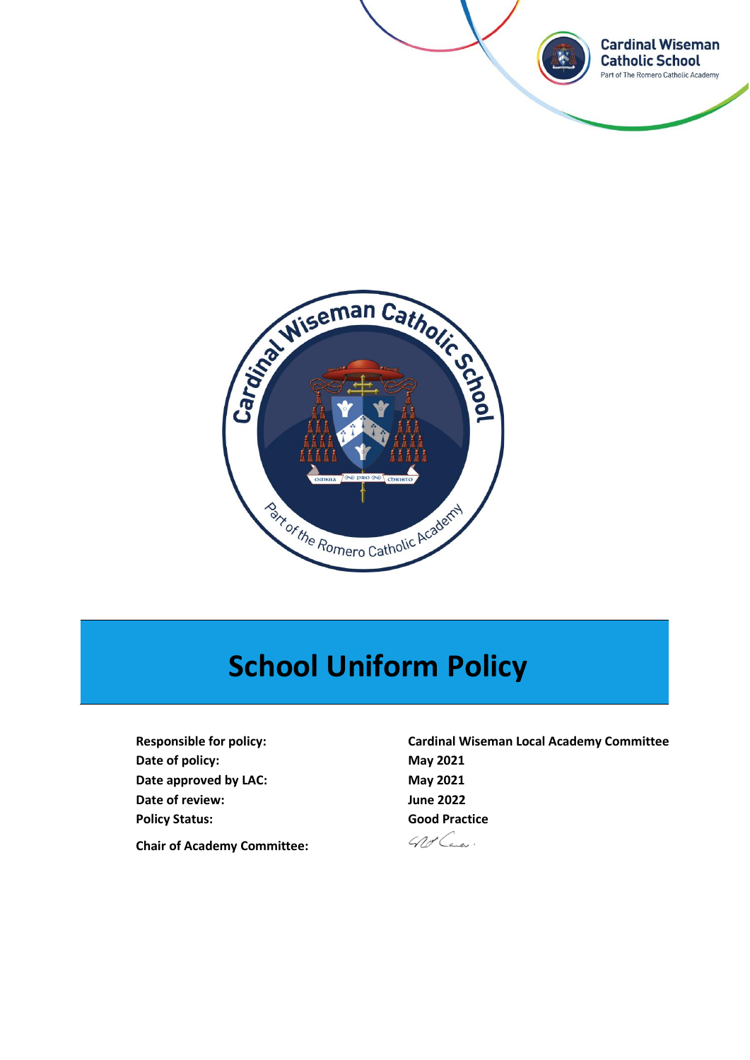# School Uniform Policy

| | |
|---|---|
| **Responsible for policy:** | **Cardinal Wiseman Local Academy Committee** |
| **Date of policy:** | **May 2021** |
| **Date approved by LAC:** | **May 2021** |
| **Date of review:** | **June 2022** |
| **Policy Status:** | **Good Practice** |
| **Chair of Academy Committee:** | |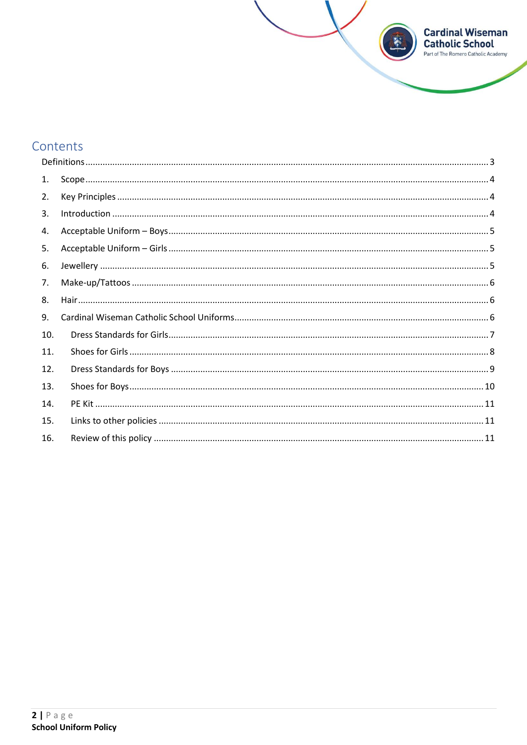# Contents

Definitions ........ 3

1. Scope ........ 4
2. Key Principles ........ 4
3. Introduction ........ 4
4. Acceptable Uniform – Boys ........ 5
5. Acceptable Uniform – Girls ........ 5
6. Jewellery ........ 5
7. Make-up/Tattoos ........ 6
8. Hair ........ 6
9. Cardinal Wiseman Catholic School Uniforms ........ 6
10. Dress Standards for Girls ........ 7
11. Shoes for Girls ........ 8
12. Dress Standards for Boys ........ 9
13. Shoes for Boys ........ 10
14. PE Kit ........ 11
15. Links to other policies ........ 11
16. Review of this policy ........ 11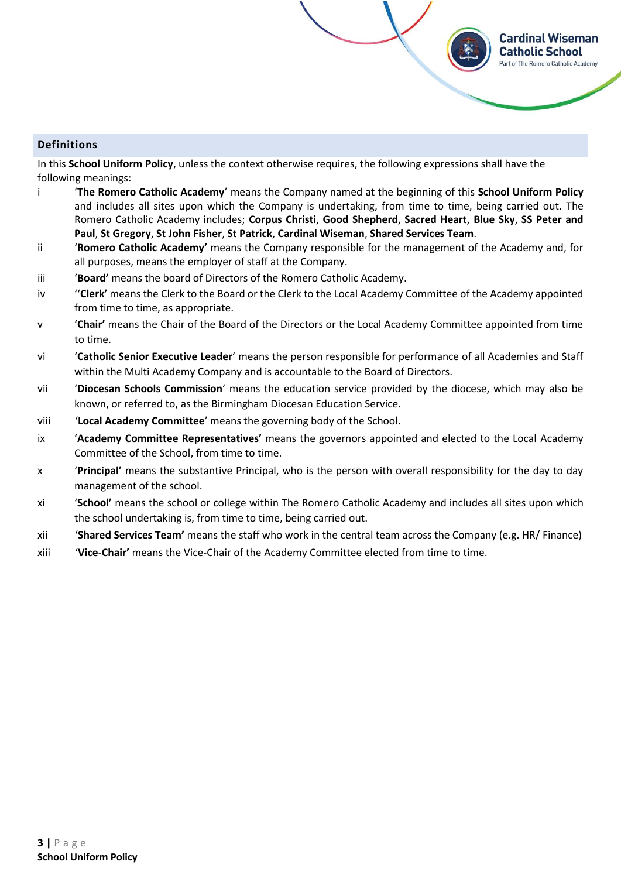## Definitions

In this **School Uniform Policy**, unless the context otherwise requires, the following expressions shall have the following meanings:

i '**The Romero Catholic Academy**' means the Company named at the beginning of this **School Uniform Policy** and includes all sites upon which the Company is undertaking, from time to time, being carried out. The Romero Catholic Academy includes; **Corpus Christi**, **Good Shepherd**, **Sacred Heart**, **Blue Sky**, **SS Peter and Paul**, **St Gregory**, **St John Fisher**, **St Patrick**, **Cardinal Wiseman**, **Shared Services Team**.

ii '**Romero Catholic Academy'** means the Company responsible for the management of the Academy and, for all purposes, means the employer of staff at the Company.

iii '**Board'** means the board of Directors of the Romero Catholic Academy.

iv ''**Clerk'** means the Clerk to the Board or the Clerk to the Local Academy Committee of the Academy appointed from time to time, as appropriate.

v '**Chair'** means the Chair of the Board of the Directors or the Local Academy Committee appointed from time to time.

vi '**Catholic Senior Executive Leader**' means the person responsible for performance of all Academies and Staff within the Multi Academy Company and is accountable to the Board of Directors.

vii '**Diocesan Schools Commission**' means the education service provided by the diocese, which may also be known, or referred to, as the Birmingham Diocesan Education Service.

viii '**Local Academy Committee**' means the governing body of the School.

ix '**Academy Committee Representatives'** means the governors appointed and elected to the Local Academy Committee of the School, from time to time.

x '**Principal'** means the substantive Principal, who is the person with overall responsibility for the day to day management of the school.

xi '**School'** means the school or college within The Romero Catholic Academy and includes all sites upon which the school undertaking is, from time to time, being carried out.

xii '**Shared Services Team'** means the staff who work in the central team across the Company (e.g. HR/ Finance)

xiii '**Vice-Chair'** means the Vice-Chair of the Academy Committee elected from time to time.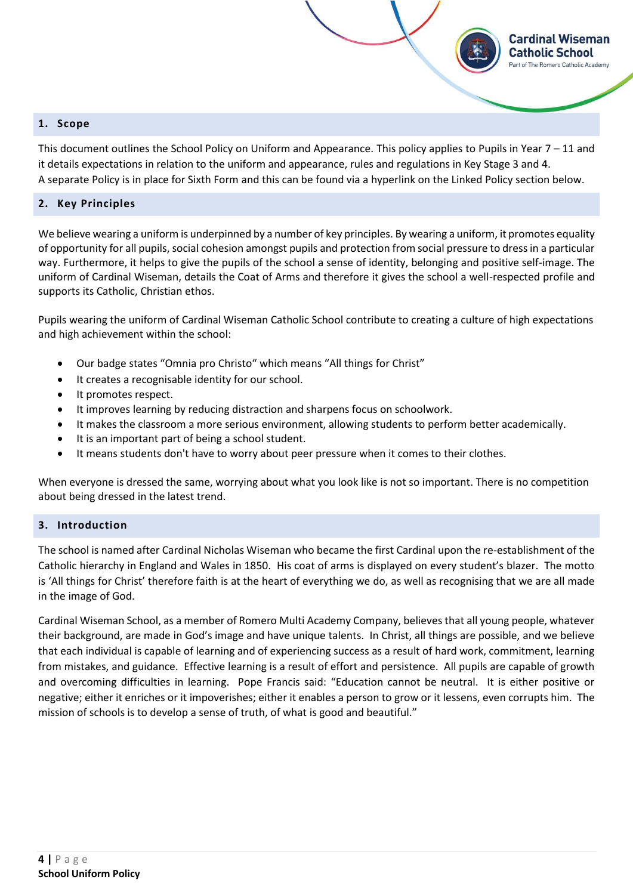## 1. Scope

This document outlines the School Policy on Uniform and Appearance. This policy applies to Pupils in Year 7 – 11 and it details expectations in relation to the uniform and appearance, rules and regulations in Key Stage 3 and 4.
A separate Policy is in place for Sixth Form and this can be found via a hyperlink on the Linked Policy section below.

## 2. Key Principles

We believe wearing a uniform is underpinned by a number of key principles. By wearing a uniform, it promotes equality of opportunity for all pupils, social cohesion amongst pupils and protection from social pressure to dress in a particular way. Furthermore, it helps to give the pupils of the school a sense of identity, belonging and positive self-image. The uniform of Cardinal Wiseman, details the Coat of Arms and therefore it gives the school a well-respected profile and supports its Catholic, Christian ethos.

Pupils wearing the uniform of Cardinal Wiseman Catholic School contribute to creating a culture of high expectations and high achievement within the school:

- Our badge states "Omnia pro Christo" which means "All things for Christ"
- It creates a recognisable identity for our school.
- It promotes respect.
- It improves learning by reducing distraction and sharpens focus on schoolwork.
- It makes the classroom a more serious environment, allowing students to perform better academically.
- It is an important part of being a school student.
- It means students don't have to worry about peer pressure when it comes to their clothes.

When everyone is dressed the same, worrying about what you look like is not so important. There is no competition about being dressed in the latest trend.

## 3. Introduction

The school is named after Cardinal Nicholas Wiseman who became the first Cardinal upon the re-establishment of the Catholic hierarchy in England and Wales in 1850. His coat of arms is displayed on every student's blazer. The motto is 'All things for Christ' therefore faith is at the heart of everything we do, as well as recognising that we are all made in the image of God.

Cardinal Wiseman School, as a member of Romero Multi Academy Company, believes that all young people, whatever their background, are made in God's image and have unique talents. In Christ, all things are possible, and we believe that each individual is capable of learning and of experiencing success as a result of hard work, commitment, learning from mistakes, and guidance. Effective learning is a result of effort and persistence. All pupils are capable of growth and overcoming difficulties in learning. Pope Francis said: "Education cannot be neutral. It is either positive or negative; either it enriches or it impoverishes; either it enables a person to grow or it lessens, even corrupts him. The mission of schools is to develop a sense of truth, of what is good and beautiful."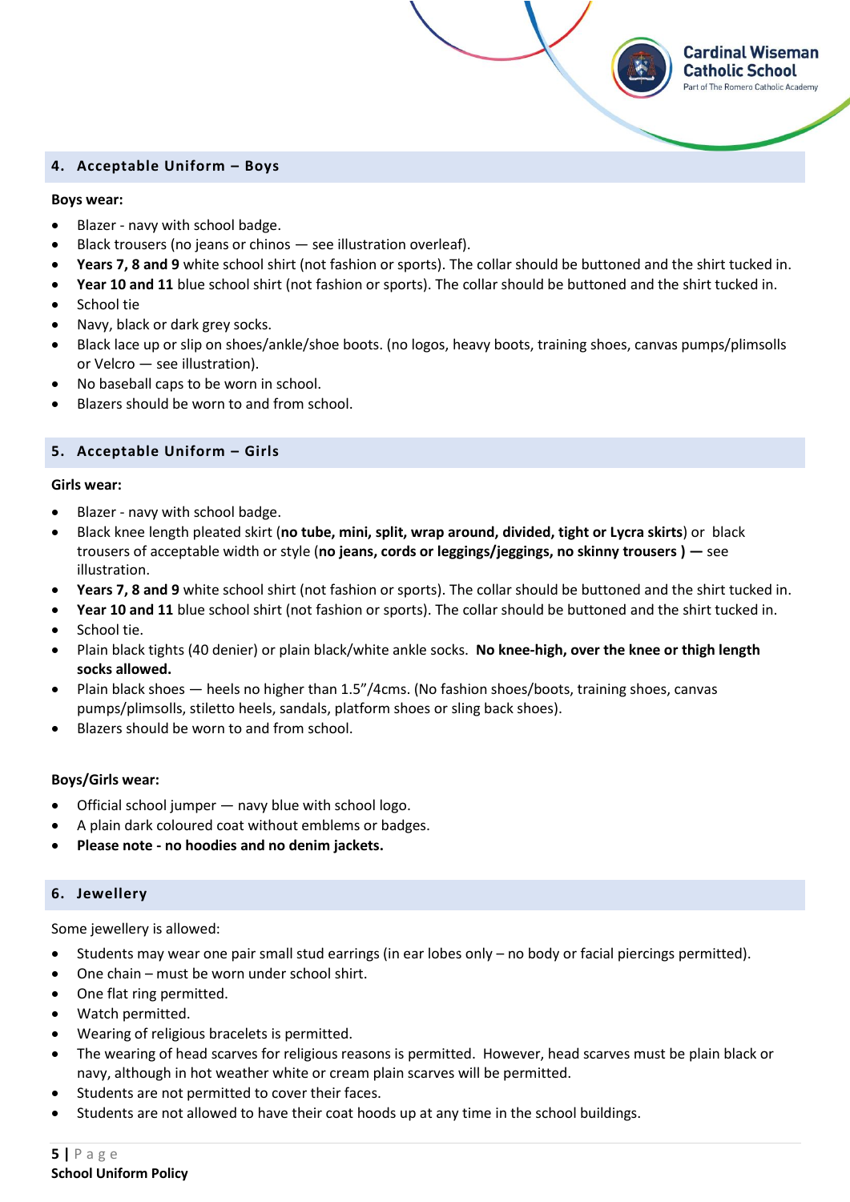## 4. Acceptable Uniform – Boys

**Boys wear:**

- Blazer - navy with school badge.
- Black trousers (no jeans or chinos — see illustration overleaf).
- **Years 7, 8 and 9** white school shirt (not fashion or sports). The collar should be buttoned and the shirt tucked in.
- **Year 10 and 11** blue school shirt (not fashion or sports). The collar should be buttoned and the shirt tucked in.
- School tie
- Navy, black or dark grey socks.
- Black lace up or slip on shoes/ankle/shoe boots. (no logos, heavy boots, training shoes, canvas pumps/plimsolls or Velcro — see illustration).
- No baseball caps to be worn in school.
- Blazers should be worn to and from school.

## 5. Acceptable Uniform – Girls

**Girls wear:**

- Blazer - navy with school badge.
- Black knee length pleated skirt (**no tube, mini, split, wrap around, divided, tight or Lycra skirts**) or black trousers of acceptable width or style (**no jeans, cords or leggings/jeggings, no skinny trousers ) —** see illustration.
- **Years 7, 8 and 9** white school shirt (not fashion or sports). The collar should be buttoned and the shirt tucked in.
- **Year 10 and 11** blue school shirt (not fashion or sports). The collar should be buttoned and the shirt tucked in.
- School tie.
- Plain black tights (40 denier) or plain black/white ankle socks. **No knee-high, over the knee or thigh length socks allowed.**
- Plain black shoes — heels no higher than 1.5"/4cms. (No fashion shoes/boots, training shoes, canvas pumps/plimsolls, stiletto heels, sandals, platform shoes or sling back shoes).
- Blazers should be worn to and from school.

**Boys/Girls wear:**

- Official school jumper — navy blue with school logo.
- A plain dark coloured coat without emblems or badges.
- **Please note - no hoodies and no denim jackets.**

## 6. Jewellery

Some jewellery is allowed:

- Students may wear one pair small stud earrings (in ear lobes only – no body or facial piercings permitted).
- One chain – must be worn under school shirt.
- One flat ring permitted.
- Watch permitted.
- Wearing of religious bracelets is permitted.
- The wearing of head scarves for religious reasons is permitted. However, head scarves must be plain black or navy, although in hot weather white or cream plain scarves will be permitted.
- Students are not permitted to cover their faces.
- Students are not allowed to have their coat hoods up at any time in the school buildings.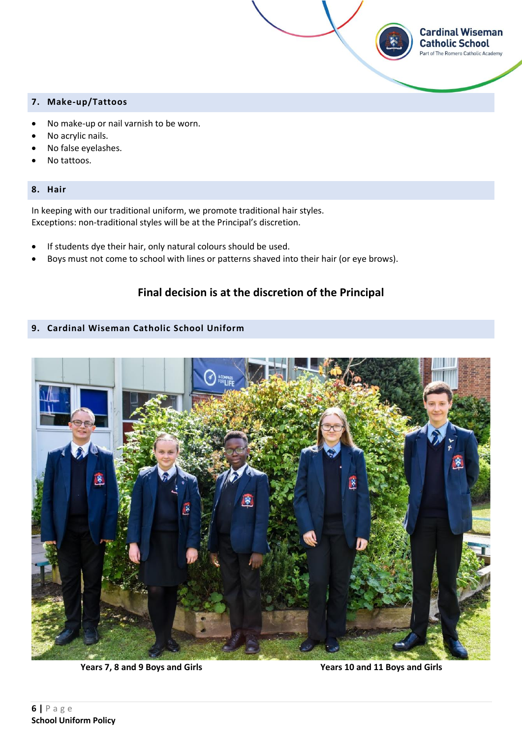## 7. Make-up/Tattoos

- No make-up or nail varnish to be worn.
- No acrylic nails.
- No false eyelashes.
- No tattoos.

## 8. Hair

In keeping with our traditional uniform, we promote traditional hair styles.
Exceptions: non-traditional styles will be at the Principal's discretion.

- If students dye their hair, only natural colours should be used.
- Boys must not come to school with lines or patterns shaved into their hair (or eye brows).

**Final decision is at the discretion of the Principal**

## 9. Cardinal Wiseman Catholic School Uniform

**Years 7, 8 and 9 Boys and Girls** **Years 10 and 11 Boys and Girls**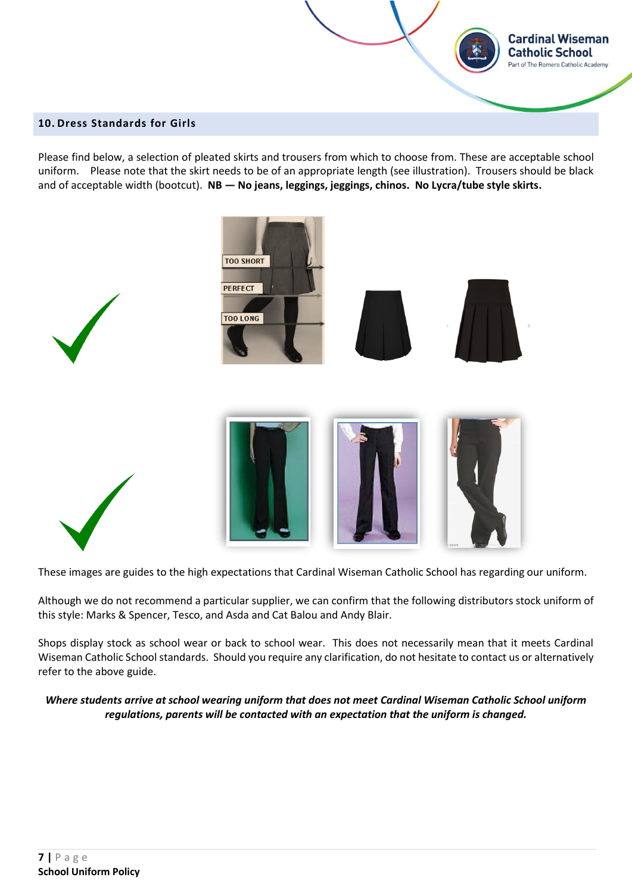## 10. Dress Standards for Girls

Please find below, a selection of pleated skirts and trousers from which to choose from. These are acceptable school uniform. Please note that the skirt needs to be of an appropriate length (see illustration). Trousers should be black and of acceptable width (bootcut). **NB — No jeans, leggings, jeggings, chinos. No Lycra/tube style skirts.**

These images are guides to the high expectations that Cardinal Wiseman Catholic School has regarding our uniform.

Although we do not recommend a particular supplier, we can confirm that the following distributors stock uniform of this style: Marks & Spencer, Tesco, and Asda and Cat Balou and Andy Blair.

Shops display stock as school wear or back to school wear. This does not necessarily mean that it meets Cardinal Wiseman Catholic School standards. Should you require any clarification, do not hesitate to contact us or alternatively refer to the above guide.

***Where students arrive at school wearing uniform that does not meet Cardinal Wiseman Catholic School uniform regulations, parents will be contacted with an expectation that the uniform is changed.***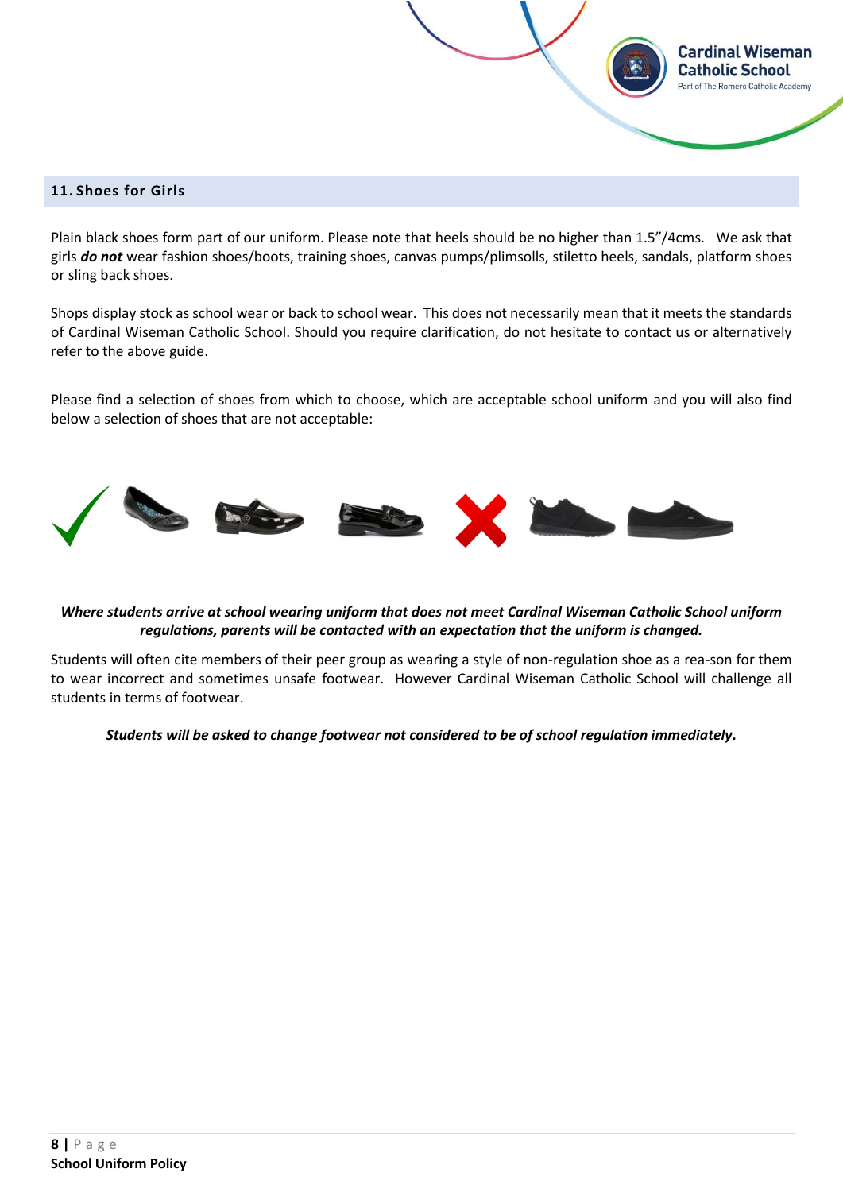## 11. Shoes for Girls

Plain black shoes form part of our uniform. Please note that heels should be no higher than 1.5"/4cms. We ask that girls ***do not*** wear fashion shoes/boots, training shoes, canvas pumps/plimsolls, stiletto heels, sandals, platform shoes or sling back shoes.

Shops display stock as school wear or back to school wear. This does not necessarily mean that it meets the standards of Cardinal Wiseman Catholic School. Should you require clarification, do not hesitate to contact us or alternatively refer to the above guide.

Please find a selection of shoes from which to choose, which are acceptable school uniform and you will also find below a selection of shoes that are not acceptable:

***Where students arrive at school wearing uniform that does not meet Cardinal Wiseman Catholic School uniform regulations, parents will be contacted with an expectation that the uniform is changed.***

Students will often cite members of their peer group as wearing a style of non-regulation shoe as a rea-son for them to wear incorrect and sometimes unsafe footwear. However Cardinal Wiseman Catholic School will challenge all students in terms of footwear.

***Students will be asked to change footwear not considered to be of school regulation immediately.***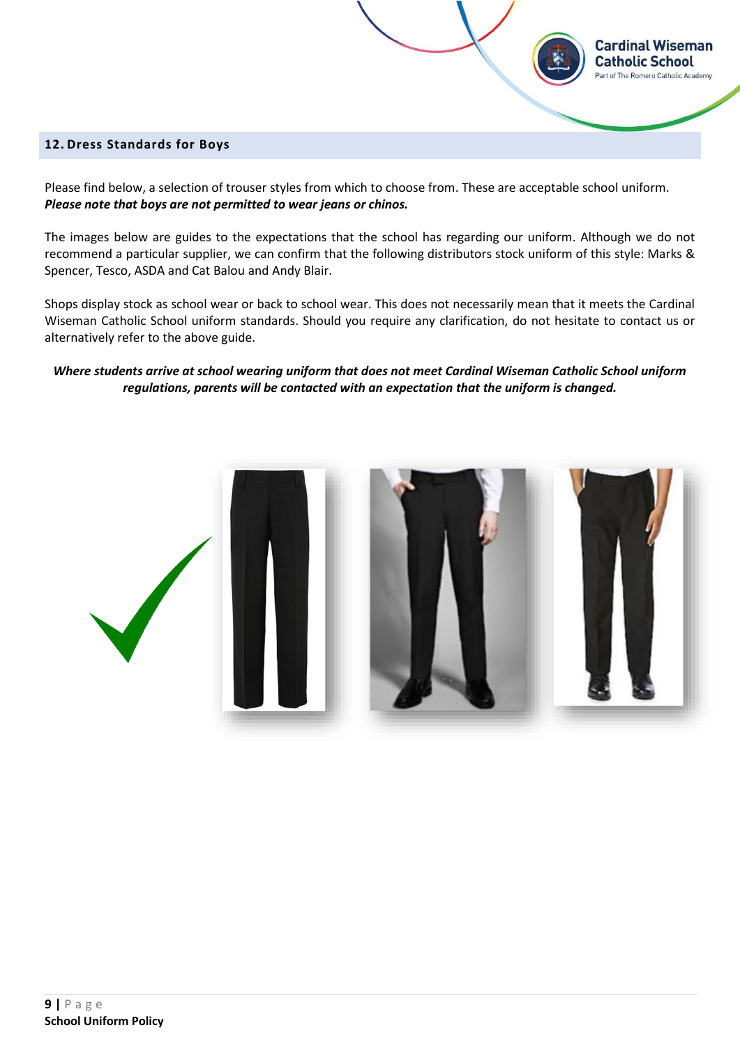## 12. Dress Standards for Boys

Please find below, a selection of trouser styles from which to choose from. These are acceptable school uniform. ***Please note that boys are not permitted to wear jeans or chinos.***

The images below are guides to the expectations that the school has regarding our uniform. Although we do not recommend a particular supplier, we can confirm that the following distributors stock uniform of this style: Marks & Spencer, Tesco, ASDA and Cat Balou and Andy Blair.

Shops display stock as school wear or back to school wear. This does not necessarily mean that it meets the Cardinal Wiseman Catholic School uniform standards. Should you require any clarification, do not hesitate to contact us or alternatively refer to the above guide.

***Where students arrive at school wearing uniform that does not meet Cardinal Wiseman Catholic School uniform regulations, parents will be contacted with an expectation that the uniform is changed.***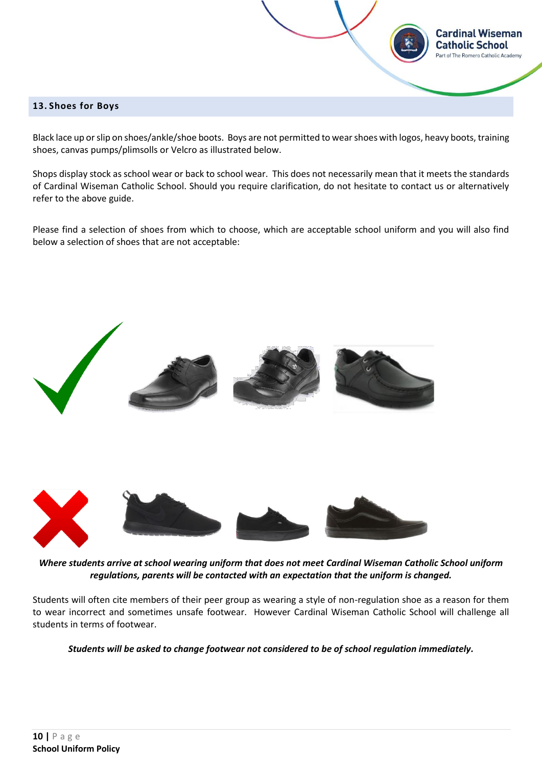## 13. Shoes for Boys

Black lace up or slip on shoes/ankle/shoe boots. Boys are not permitted to wear shoes with logos, heavy boots, training shoes, canvas pumps/plimsolls or Velcro as illustrated below.

Shops display stock as school wear or back to school wear. This does not necessarily mean that it meets the standards of Cardinal Wiseman Catholic School. Should you require clarification, do not hesitate to contact us or alternatively refer to the above guide.

Please find a selection of shoes from which to choose, which are acceptable school uniform and you will also find below a selection of shoes that are not acceptable:

***Where students arrive at school wearing uniform that does not meet Cardinal Wiseman Catholic School uniform regulations, parents will be contacted with an expectation that the uniform is changed.***

Students will often cite members of their peer group as wearing a style of non-regulation shoe as a reason for them to wear incorrect and sometimes unsafe footwear. However Cardinal Wiseman Catholic School will challenge all students in terms of footwear.

***Students will be asked to change footwear not considered to be of school regulation immediately.***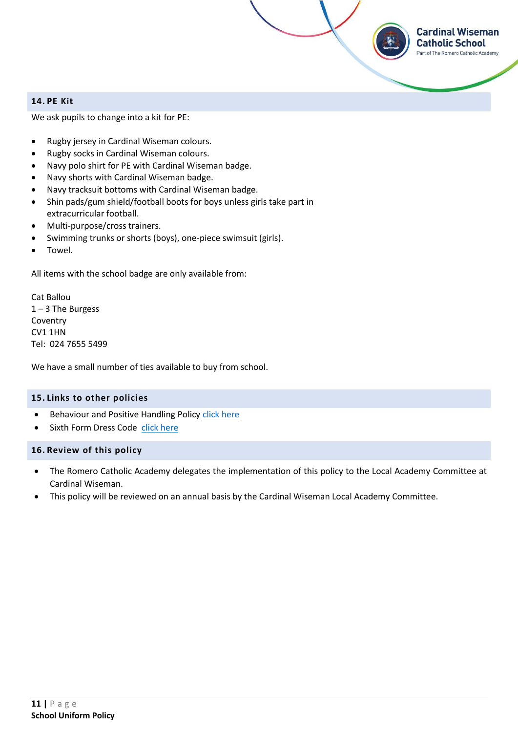## 14. PE Kit

We ask pupils to change into a kit for PE:

- Rugby jersey in Cardinal Wiseman colours.
- Rugby socks in Cardinal Wiseman colours.
- Navy polo shirt for PE with Cardinal Wiseman badge.
- Navy shorts with Cardinal Wiseman badge.
- Navy tracksuit bottoms with Cardinal Wiseman badge.
- Shin pads/gum shield/football boots for boys unless girls take part in extracurricular football.
- Multi-purpose/cross trainers.
- Swimming trunks or shorts (boys), one-piece swimsuit (girls).
- Towel.

All items with the school badge are only available from:

Cat Ballou
1 – 3 The Burgess
Coventry
CV1 1HN
Tel: 024 7655 5499

We have a small number of ties available to buy from school.

## 15. Links to other policies

- Behaviour and Positive Handling Policy click here
- Sixth Form Dress Code click here

## 16. Review of this policy

- The Romero Catholic Academy delegates the implementation of this policy to the Local Academy Committee at Cardinal Wiseman.
- This policy will be reviewed on an annual basis by the Cardinal Wiseman Local Academy Committee.